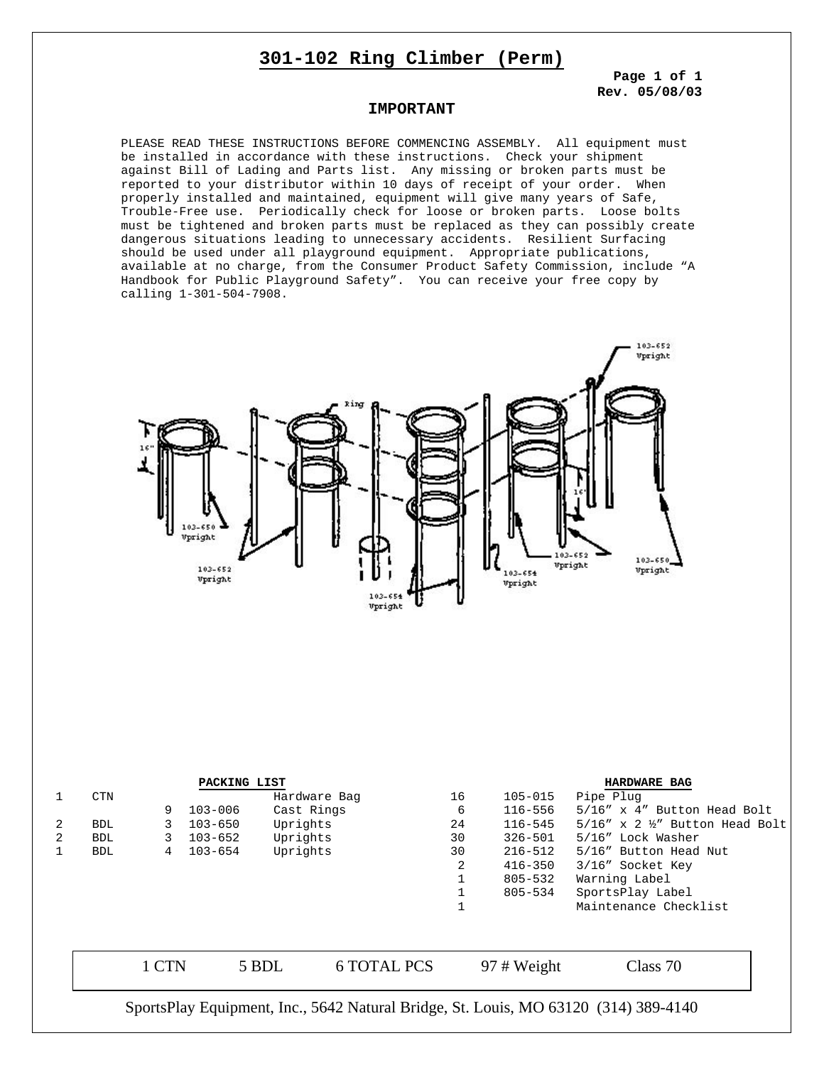# 301-102 Ring Climber (Perm)

**Page 1 of 1**
**Rev. 05/08/03**

## IMPORTANT

PLEASE READ THESE INSTRUCTIONS BEFORE COMMENCING ASSEMBLY. All equipment must be installed in accordance with these instructions. Check your shipment against Bill of Lading and Parts list. Any missing or broken parts must be reported to your distributor within 10 days of receipt of your order. When properly installed and maintained, equipment will give many years of Safe, Trouble-Free use. Periodically check for loose or broken parts. Loose bolts must be tightened and broken parts must be replaced as they can possibly create dangerous situations leading to unnecessary accidents. Resilient Surfacing should be used under all playground equipment. Appropriate publications, available at no charge, from the Consumer Product Safety Commission, include "A Handbook for Public Playground Safety". You can receive your free copy by calling 1-301-504-7908.

**PACKING LIST**

| | | | | |
|---|---|---|---|---|
| 1 | CTN | | | Hardware Bag |
| | | 9 | 103-006 | Cast Rings |
| 2 | BDL | 3 | 103-650 | Uprights |
| 2 | BDL | 3 | 103-652 | Uprights |
| 1 | BDL | 4 | 103-654 | Uprights |

**HARDWARE BAG**

| | | |
|---|---|---|
| 16 | 105-015 | Pipe Plug |
| 6 | 116-556 | 5/16" x 4" Button Head Bolt |
| 24 | 116-545 | 5/16" x 2 ½" Button Head Bolt |
| 30 | 326-501 | 5/16" Lock Washer |
| 30 | 216-512 | 5/16" Button Head Nut |
| 2 | 416-350 | 3/16" Socket Key |
| 1 | 805-532 | Warning Label |
| 1 | 805-534 | SportsPlay Label |
| 1 | | Maintenance Checklist |

| 1 CTN | 5 BDL | 6 TOTAL PCS | 97 # Weight | Class 70 |
|---|---|---|---|---|

SportsPlay Equipment, Inc., 5642 Natural Bridge, St. Louis, MO 63120 (314) 389-4140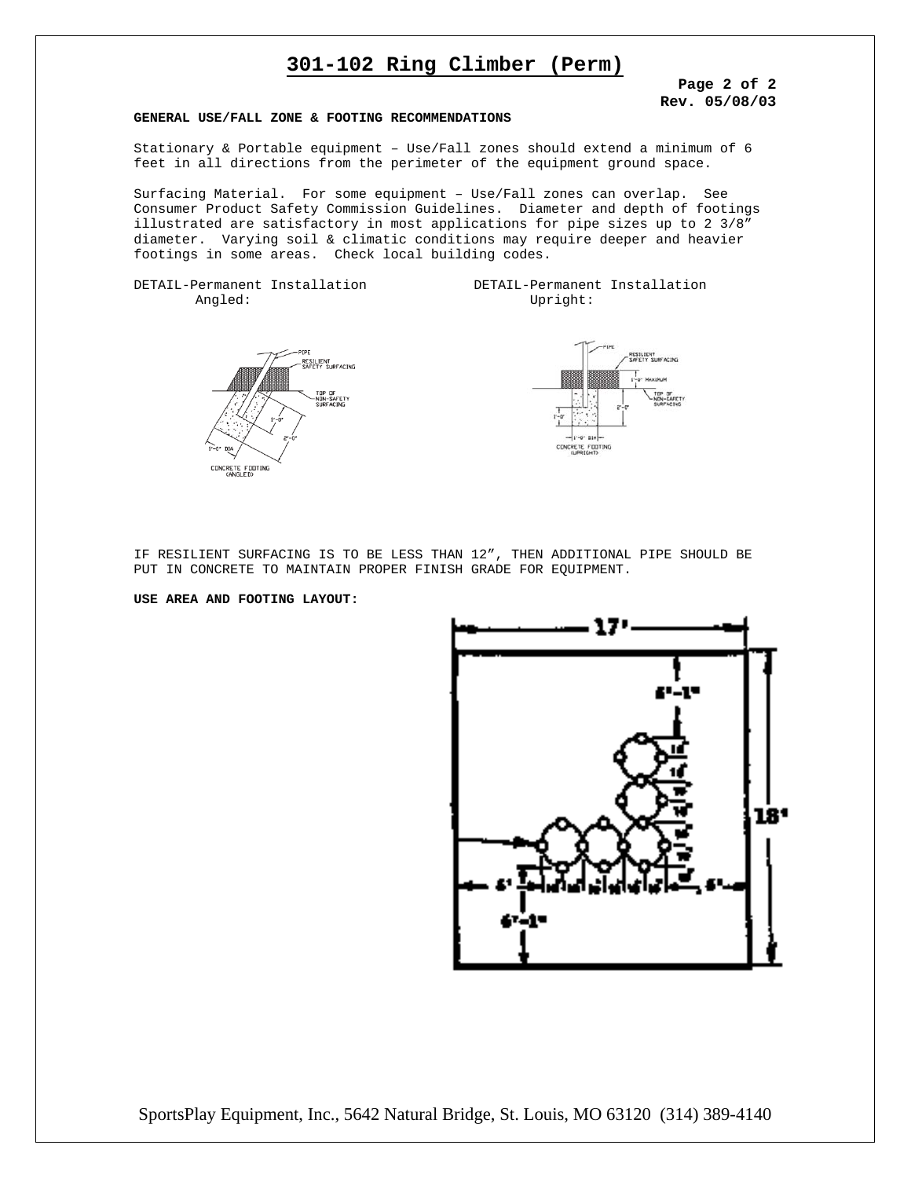# 301-102 Ring Climber (Perm)

**Rev. 05/08/03**

**GENERAL USE/FALL ZONE & FOOTING RECOMMENDATIONS**

Stationary & Portable equipment – Use/Fall zones should extend a minimum of 6 feet in all directions from the perimeter of the equipment ground space.

Surfacing Material. For some equipment – Use/Fall zones can overlap. See Consumer Product Safety Commission Guidelines. Diameter and depth of footings illustrated are satisfactory in most applications for pipe sizes up to 2 3/8" diameter. Varying soil & climatic conditions may require deeper and heavier footings in some areas. Check local building codes.

DETAIL-Permanent Installation Angled:

DETAIL-Permanent Installation Upright:

IF RESILIENT SURFACING IS TO BE LESS THAN 12", THEN ADDITIONAL PIPE SHOULD BE PUT IN CONCRETE TO MAINTAIN PROPER FINISH GRADE FOR EQUIPMENT.

**USE AREA AND FOOTING LAYOUT:**

SportsPlay Equipment, Inc., 5642 Natural Bridge, St. Louis, MO 63120 (314) 389-4140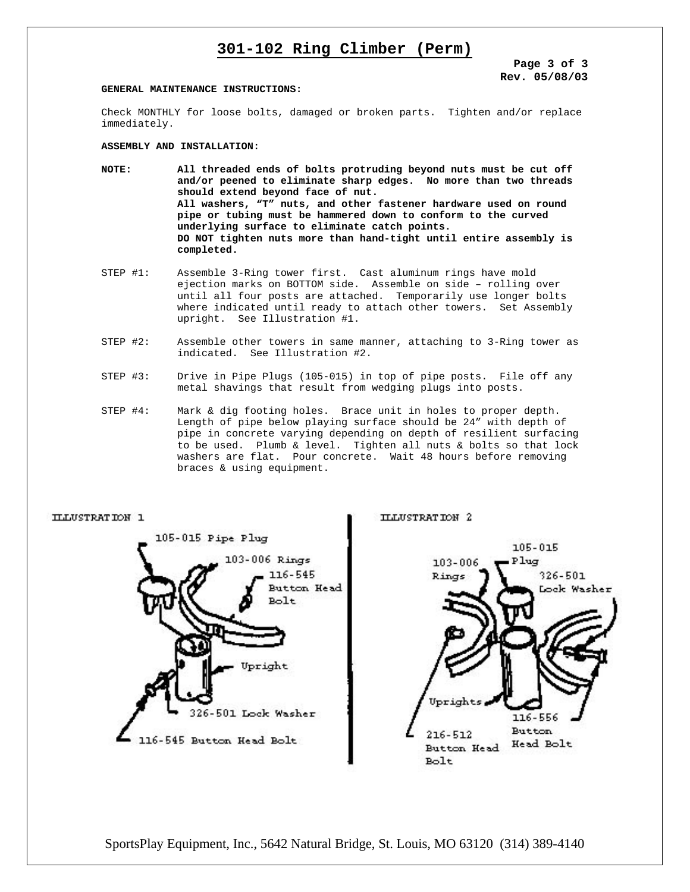# 301-102 Ring Climber (Perm)

**Rev. 05/08/03**

**GENERAL MAINTENANCE INSTRUCTIONS:**

Check MONTHLY for loose bolts, damaged or broken parts. Tighten and/or replace immediately.

**ASSEMBLY AND INSTALLATION:**

**NOTE:** **All threaded ends of bolts protruding beyond nuts must be cut off and/or peened to eliminate sharp edges. No more than two threads should extend beyond face of nut.**
**All washers, "T" nuts, and other fastener hardware used on round pipe or tubing must be hammered down to conform to the curved underlying surface to eliminate catch points.**
**DO NOT tighten nuts more than hand-tight until entire assembly is completed.**

STEP #1: Assemble 3-Ring tower first. Cast aluminum rings have mold ejection marks on BOTTOM side. Assemble on side – rolling over until all four posts are attached. Temporarily use longer bolts where indicated until ready to attach other towers. Set Assembly upright. See Illustration #1.

STEP #2: Assemble other towers in same manner, attaching to 3-Ring tower as indicated. See Illustration #2.

STEP #3: Drive in Pipe Plugs (105-015) in top of pipe posts. File off any metal shavings that result from wedging plugs into posts.

STEP #4: Mark & dig footing holes. Brace unit in holes to proper depth. Length of pipe below playing surface should be 24" with depth of pipe in concrete varying depending on depth of resilient surfacing to be used. Plumb & level. Tighten all nuts & bolts so that lock washers are flat. Pour concrete. Wait 48 hours before removing braces & using equipment.

ILLUSTRATION 1

105-015 Pipe Plug
103-006 Rings
116-545 Button Head Bolt
Upright
326-501 Lock Washer
116-545 Button Head Bolt

ILLUSTRATION 2

105-015 Plug
103-006 Rings
326-501 Lock Washer
Uprights
116-556 Button Head Bolt
216-512 Button Head Bolt

SportsPlay Equipment, Inc., 5642 Natural Bridge, St. Louis, MO 63120 (314) 389-4140